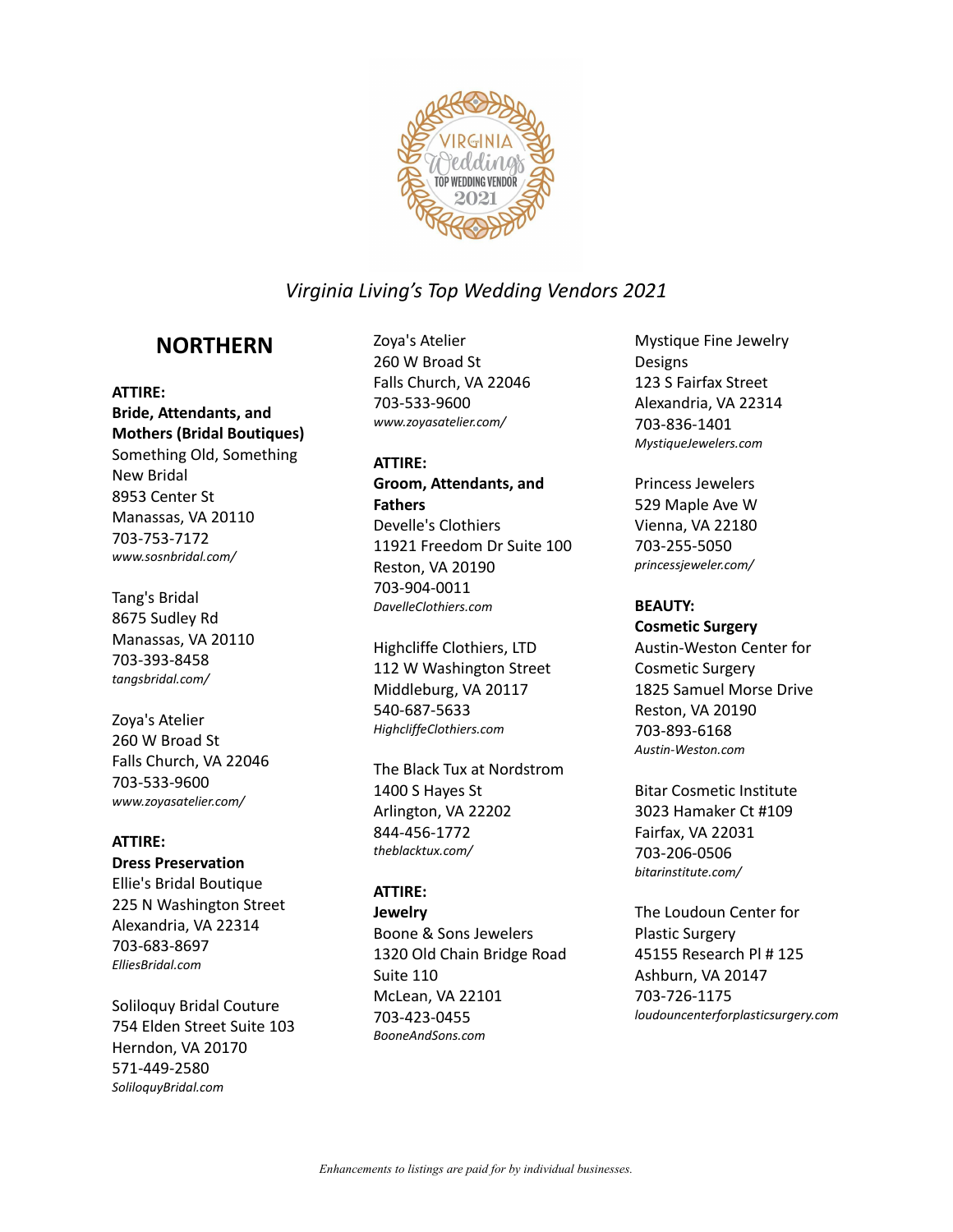*Virginia Living's Top Wedding Vendors 2021*

## NORTHERN

**ATTIRE:**
**Bride, Attendants, and Mothers (Bridal Boutiques)**

Something Old, Something New Bridal
8953 Center St
Manassas, VA 20110
703-753-7172
*www.sosnbridal.com/*

Tang's Bridal
8675 Sudley Rd
Manassas, VA 20110
703-393-8458
*tangsbridal.com/*

Zoya's Atelier
260 W Broad St
Falls Church, VA 22046
703-533-9600
*www.zoyasatelier.com/*

**ATTIRE:**
**Dress Preservation**

Ellie's Bridal Boutique
225 N Washington Street
Alexandria, VA 22314
703-683-8697
*ElliesBridal.com*

Soliloquy Bridal Couture
754 Elden Street Suite 103
Herndon, VA 20170
571-449-2580
*SoliloquyBridal.com*

Zoya's Atelier
260 W Broad St
Falls Church, VA 22046
703-533-9600
*www.zoyasatelier.com/*

**ATTIRE:**
**Groom, Attendants, and Fathers**

Develle's Clothiers
11921 Freedom Dr Suite 100
Reston, VA 20190
703-904-0011
*DavelleClothiers.com*

Highcliffe Clothiers, LTD
112 W Washington Street
Middleburg, VA 20117
540-687-5633
*HighcliffeClothiers.com*

The Black Tux at Nordstrom
1400 S Hayes St
Arlington, VA 22202
844-456-1772
*theblacktux.com/*

**ATTIRE:**
**Jewelry**

Boone & Sons Jewelers
1320 Old Chain Bridge Road
Suite 110
McLean, VA 22101
703-423-0455
*BooneAndSons.com*

Mystique Fine Jewelry Designs
123 S Fairfax Street
Alexandria, VA 22314
703-836-1401
*MystiqueJewelers.com*

Princess Jewelers
529 Maple Ave W
Vienna, VA 22180
703-255-5050
*princessjeweler.com/*

**BEAUTY:**
**Cosmetic Surgery**

Austin-Weston Center for Cosmetic Surgery
1825 Samuel Morse Drive
Reston, VA 20190
703-893-6168
*Austin-Weston.com*

Bitar Cosmetic Institute
3023 Hamaker Ct #109
Fairfax, VA 22031
703-206-0506
*bitarinstitute.com/*

The Loudoun Center for Plastic Surgery
45155 Research Pl # 125
Ashburn, VA 20147
703-726-1175
*loudouncenterforplasticsurgery.com*

*Enhancements to listings are paid for by individual businesses.*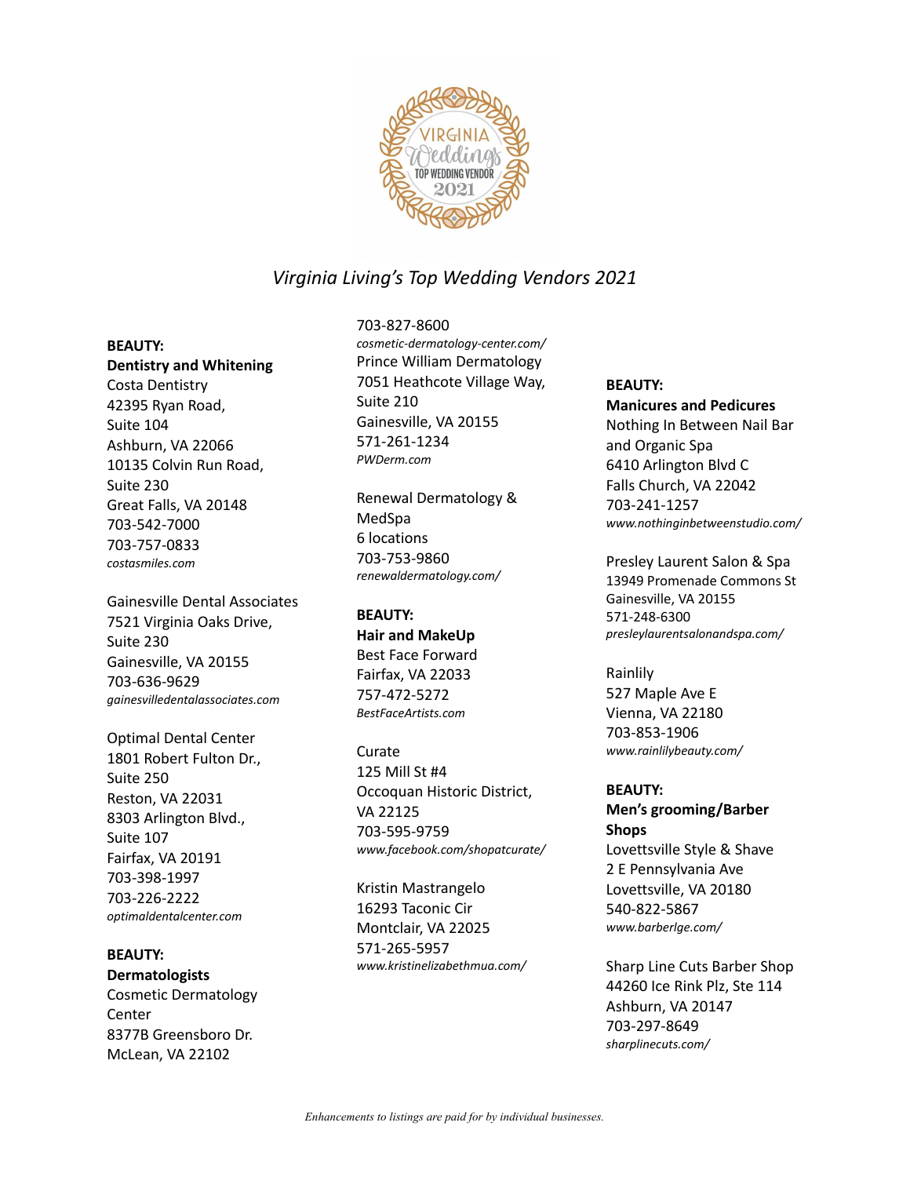*Virginia Living's Top Wedding Vendors 2021*

**BEAUTY:**
**Dentistry and Whitening**

Costa Dentistry
42395 Ryan Road,
Suite 104
Ashburn, VA 22066
10135 Colvin Run Road,
Suite 230
Great Falls, VA 20148
703-542-7000
703-757-0833
*costasmiles.com*

Gainesville Dental Associates
7521 Virginia Oaks Drive,
Suite 230
Gainesville, VA 20155
703-636-9629
*gainesvilledentalassociates.com*

Optimal Dental Center
1801 Robert Fulton Dr.,
Suite 250
Reston, VA 22031
8303 Arlington Blvd.,
Suite 107
Fairfax, VA 20191
703-398-1997
703-226-2222
*optimaldentalcenter.com*

**BEAUTY:**
**Dermatologists**

Cosmetic Dermatology Center
8377B Greensboro Dr.
McLean, VA 22102
703-827-8600
*cosmetic-dermatology-center.com/*

Prince William Dermatology
7051 Heathcote Village Way,
Suite 210
Gainesville, VA 20155
571-261-1234
*PWDerm.com*

Renewal Dermatology & MedSpa
6 locations
703-753-9860
*renewaldermatology.com/*

**BEAUTY:**
**Hair and MakeUp**

Best Face Forward
Fairfax, VA 22033
757-472-5272
*BestFaceArtists.com*

Curate
125 Mill St #4
Occoquan Historic District, VA 22125
703-595-9759
*www.facebook.com/shopatcurate/*

Kristin Mastrangelo
16293 Taconic Cir
Montclair, VA 22025
571-265-5957
*www.kristinelizabethmua.com/*

**BEAUTY:**
**Manicures and Pedicures**

Nothing In Between Nail Bar and Organic Spa
6410 Arlington Blvd C
Falls Church, VA 22042
703-241-1257
*www.nothinginbetweenstudio.com/*

Presley Laurent Salon & Spa
13949 Promenade Commons St
Gainesville, VA 20155
571-248-6300
*presleylaurentsalonandspa.com/*

Rainlily
527 Maple Ave E
Vienna, VA 22180
703-853-1906
*www.rainlilybeauty.com/*

**BEAUTY:**
**Men's grooming/Barber Shops**

Lovettsville Style & Shave
2 E Pennsylvania Ave
Lovettsville, VA 20180
540-822-5867
*www.barberlge.com/*

Sharp Line Cuts Barber Shop
44260 Ice Rink Plz, Ste 114
Ashburn, VA 20147
703-297-8649
*sharplinecuts.com/*

*Enhancements to listings are paid for by individual businesses.*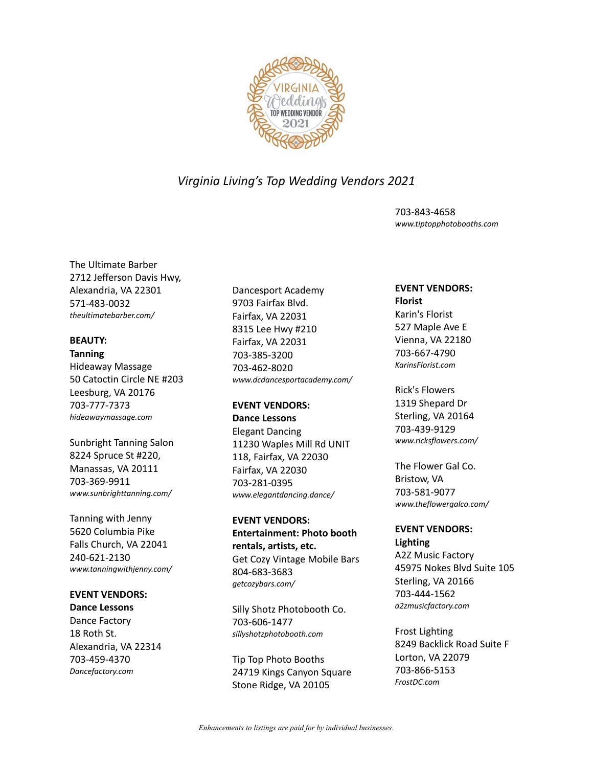*Virginia Living's Top Wedding Vendors 2021*

703-843-4658
*www.tiptopphotobooths.com*

The Ultimate Barber
2712 Jefferson Davis Hwy,
Alexandria, VA 22301
571-483-0032
*theultimatebarber.com/*

**BEAUTY:**
**Tanning**
Hideaway Massage
50 Catoctin Circle NE #203
Leesburg, VA 20176
703-777-7373
*hideawaymassage.com*

Sunbright Tanning Salon
8224 Spruce St #220,
Manassas, VA 20111
703-369-9911
*www.sunbrighttanning.com/*

Tanning with Jenny
5620 Columbia Pike
Falls Church, VA 22041
240-621-2130
*www.tanningwithjenny.com/*

**EVENT VENDORS:**
**Dance Lessons**
Dance Factory
18 Roth St.
Alexandria, VA 22314
703-459-4370
*Dancefactory.com*

Dancesport Academy
9703 Fairfax Blvd.
Fairfax, VA 22031
8315 Lee Hwy #210
Fairfax, VA 22031
703-385-3200
703-462-8020
*www.dcdancesportacademy.com/*

**EVENT VENDORS:**
**Dance Lessons**
Elegant Dancing
11230 Waples Mill Rd UNIT
118, Fairfax, VA 22030
Fairfax, VA 22030
703-281-0395
*www.elegantdancing.dance/*

**EVENT VENDORS:**
**Entertainment: Photo booth rentals, artists, etc.**
Get Cozy Vintage Mobile Bars
804-683-3683
*getcozybars.com/*

Silly Shotz Photobooth Co.
703-606-1477
*sillyshotzphotobooth.com*

Tip Top Photo Booths
24719 Kings Canyon Square
Stone Ridge, VA 20105

**EVENT VENDORS:**
**Florist**
Karin's Florist
527 Maple Ave E
Vienna, VA 22180
703-667-4790
*KarinsFlorist.com*

Rick's Flowers
1319 Shepard Dr
Sterling, VA 20164
703-439-9129
*www.ricksflowers.com/*

The Flower Gal Co.
Bristow, VA
703-581-9077
*www.theflowergalco.com/*

**EVENT VENDORS:**
**Lighting**
A2Z Music Factory
45975 Nokes Blvd Suite 105
Sterling, VA 20166
703-444-1562
*a2zmusicfactory.com*

Frost Lighting
8249 Backlick Road Suite F
Lorton, VA 22079
703-866-5153
*FrostDC.com*

*Enhancements to listings are paid for by individual businesses.*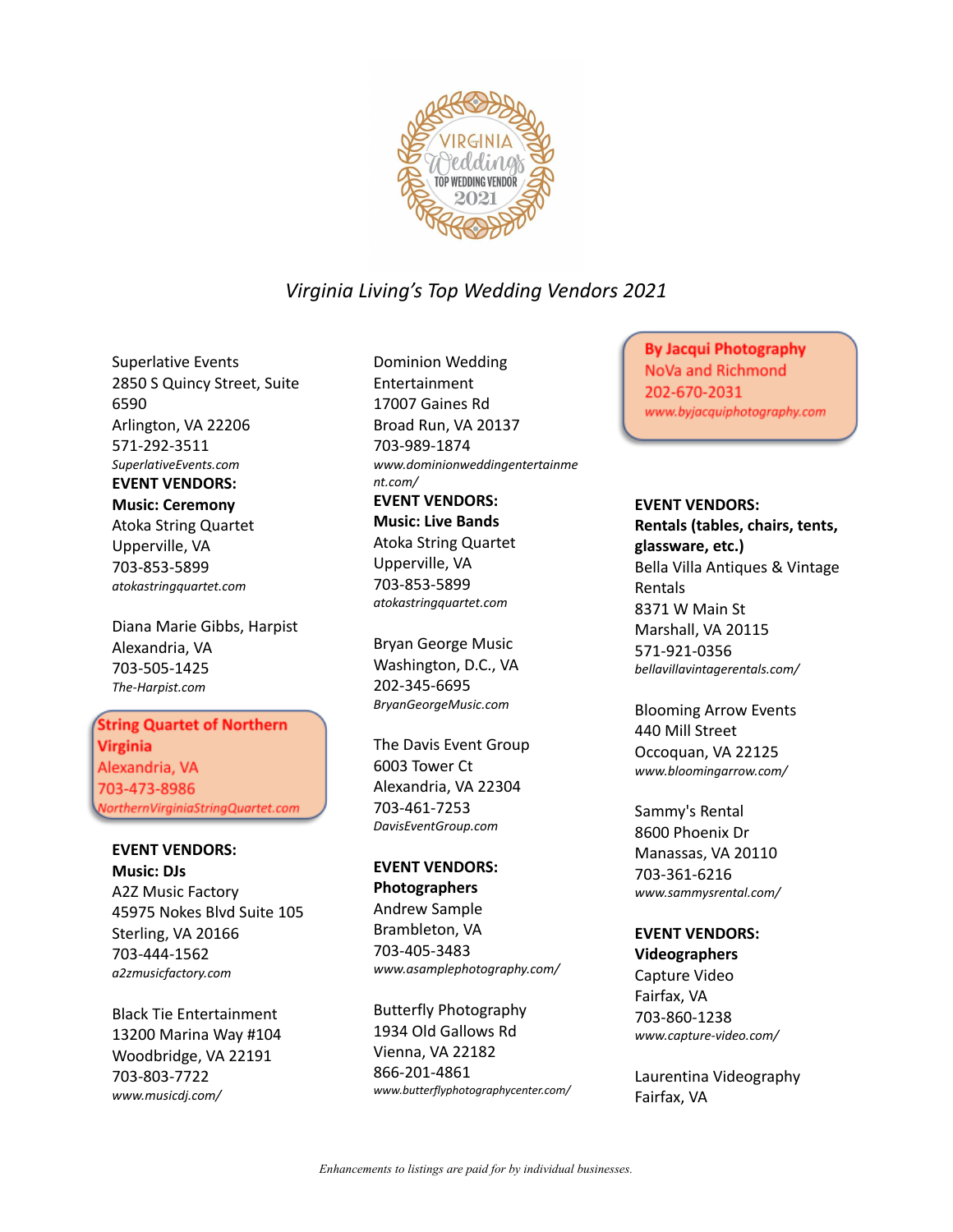*Virginia Living's Top Wedding Vendors 2021*

Superlative Events
2850 S Quincy Street, Suite 6590
Arlington, VA 22206
571-292-3511
*SuperlativeEvents.com*

**EVENT VENDORS:**
**Music: Ceremony**

Atoka String Quartet
Upperville, VA
703-853-5899
*atokastringquartet.com*

Diana Marie Gibbs, Harpist
Alexandria, VA
703-505-1425
*The-Harpist.com*

**String Quartet of Northern Virginia**
Alexandria, VA
703-473-8986
*NorthernVirginiaStringQuartet.com*

**EVENT VENDORS:**
**Music: DJs**

A2Z Music Factory
45975 Nokes Blvd Suite 105
Sterling, VA 20166
703-444-1562
*a2zmusicfactory.com*

Black Tie Entertainment
13200 Marina Way #104
Woodbridge, VA 22191
703-803-7722
*www.musicdj.com/*

Dominion Wedding Entertainment
17007 Gaines Rd
Broad Run, VA 20137
703-989-1874
*www.dominionweddingentertainment.com/*

**EVENT VENDORS:**
**Music: Live Bands**

Atoka String Quartet
Upperville, VA
703-853-5899
*atokastringquartet.com*

Bryan George Music
Washington, D.C., VA
202-345-6695
*BryanGeorgeMusic.com*

The Davis Event Group
6003 Tower Ct
Alexandria, VA 22304
703-461-7253
*DavisEventGroup.com*

**EVENT VENDORS:**
**Photographers**

Andrew Sample
Brambleton, VA
703-405-3483
*www.asamplephotography.com/*

Butterfly Photography
1934 Old Gallows Rd
Vienna, VA 22182
866-201-4861
*www.butterflyphotographycenter.com/*

**By Jacqui Photography**
NoVa and Richmond
202-670-2031
*www.byjacquiphotography.com*

**EVENT VENDORS:**
**Rentals (tables, chairs, tents, glassware, etc.)**

Bella Villa Antiques & Vintage Rentals
8371 W Main St
Marshall, VA 20115
571-921-0356
*bellavillavintagerentals.com/*

Blooming Arrow Events
440 Mill Street
Occoquan, VA 22125
*www.bloomingarrow.com/*

Sammy's Rental
8600 Phoenix Dr
Manassas, VA 20110
703-361-6216
*www.sammysrental.com/*

**EVENT VENDORS:**
**Videographers**

Capture Video
Fairfax, VA
703-860-1238
*www.capture-video.com/*

Laurentina Videography
Fairfax, VA

*Enhancements to listings are paid for by individual businesses.*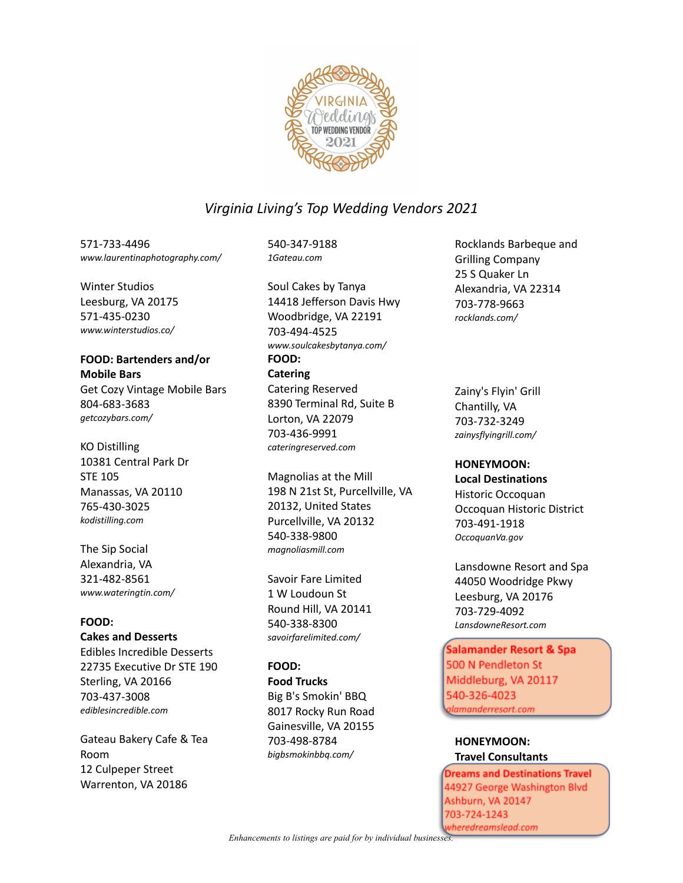*Virginia Living's Top Wedding Vendors 2021*

571-733-4496
*www.laurentinaphotography.com/*

Winter Studios
Leesburg, VA 20175
571-435-0230
*www.winterstudios.co/*

**FOOD: Bartenders and/or Mobile Bars**

Get Cozy Vintage Mobile Bars
804-683-3683
*getcozybars.com/*

KO Distilling
10381 Central Park Dr
STE 105
Manassas, VA 20110
765-430-3025
*kodistilling.com*

The Sip Social
Alexandria, VA
321-482-8561
*www.wateringtin.com/*

**FOOD:**
**Cakes and Desserts**

Edibles Incredible Desserts
22735 Executive Dr STE 190
Sterling, VA 20166
703-437-3008
*ediblesincredible.com*

Gateau Bakery Cafe & Tea Room
12 Culpeper Street
Warrenton, VA 20186
540-347-9188
*1Gateau.com*

Soul Cakes by Tanya
14418 Jefferson Davis Hwy
Woodbridge, VA 22191
703-494-4525
*www.soulcakesbytanya.com/*

**FOOD:**
**Catering**

Catering Reserved
8390 Terminal Rd, Suite B
Lorton, VA 22079
703-436-9991
*cateringreserved.com*

Magnolias at the Mill
198 N 21st St, Purcellville, VA 20132, United States
Purcellville, VA 20132
540-338-9800
*magnoliasmill.com*

Savoir Fare Limited
1 W Loudoun St
Round Hill, VA 20141
540-338-8300
*savoirfarelimited.com/*

**FOOD:**
**Food Trucks**

Big B's Smokin' BBQ
8017 Rocky Run Road
Gainesville, VA 20155
703-498-8784
*bigbsmokinbbq.com/*

Rocklands Barbeque and Grilling Company
25 S Quaker Ln
Alexandria, VA 22314
703-778-9663
*rocklands.com/*

Zainy's Flyin' Grill
Chantilly, VA
703-732-3249
*zainysflyingrill.com/*

**HONEYMOON:**
**Local Destinations**

Historic Occoquan
Occoquan Historic District
703-491-1918
*OccoquanVa.gov*

Lansdowne Resort and Spa
44050 Woodridge Pkwy
Leesburg, VA 20176
703-729-4092
*LansdowneResort.com*

**Salamander Resort & Spa**
500 N Pendleton St
Middleburg, VA 20117
540-326-4023
*salamanderresort.com*

**HONEYMOON:**
**Travel Consultants**

**Dreams and Destinations Travel**
44927 George Washington Blvd
Ashburn, VA 20147
703-724-1243
*wheredreamslead.com*

*Enhancements to listings are paid for by individual businesses.*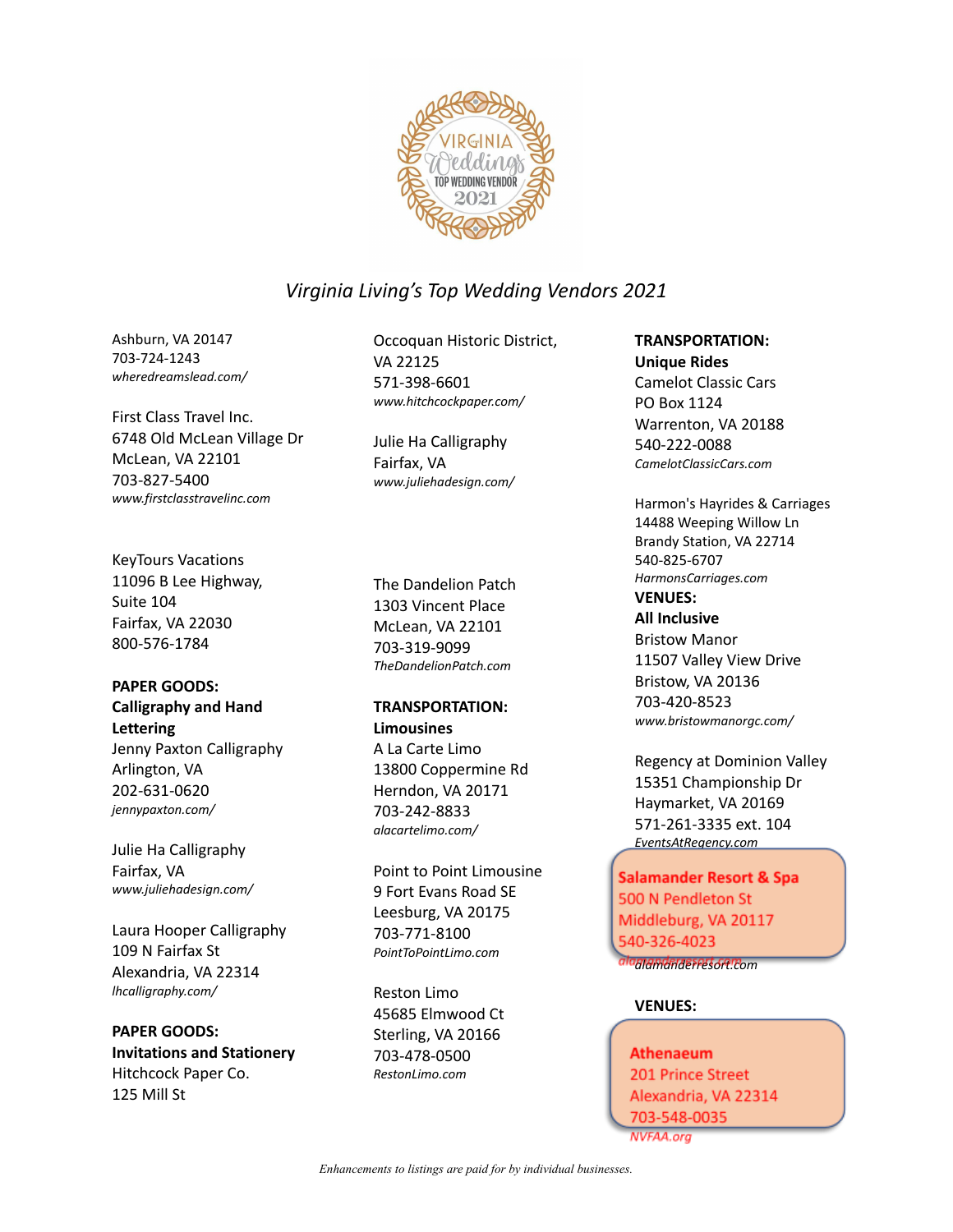*Virginia Living's Top Wedding Vendors 2021*

Ashburn, VA 20147
703-724-1243
*wheredreamslead.com/*

First Class Travel Inc.
6748 Old McLean Village Dr
McLean, VA 22101
703-827-5400
*www.firstclasstravelinc.com*

KeyTours Vacations
11096 B Lee Highway,
Suite 104
Fairfax, VA 22030
800-576-1784

**PAPER GOODS:**
**Calligraphy and Hand Lettering**

Jenny Paxton Calligraphy
Arlington, VA
202-631-0620
*jennypaxton.com/*

Julie Ha Calligraphy
Fairfax, VA
*www.juliehadesign.com/*

Laura Hooper Calligraphy
109 N Fairfax St
Alexandria, VA 22314
*lhcalligraphy.com/*

**PAPER GOODS:**
**Invitations and Stationery**

Hitchcock Paper Co.
125 Mill St
Occoquan Historic District,
VA 22125
571-398-6601
*www.hitchcockpaper.com/*

Julie Ha Calligraphy
Fairfax, VA
*www.juliehadesign.com/*

The Dandelion Patch
1303 Vincent Place
McLean, VA 22101
703-319-9099
*TheDandelionPatch.com*

**TRANSPORTATION:**
**Limousines**

A La Carte Limo
13800 Coppermine Rd
Herndon, VA 20171
703-242-8833
*alacartelimo.com/*

Point to Point Limousine
9 Fort Evans Road SE
Leesburg, VA 20175
703-771-8100
*PointToPointLimo.com*

Reston Limo
45685 Elmwood Ct
Sterling, VA 20166
703-478-0500
*RestonLimo.com*

**TRANSPORTATION:**
**Unique Rides**

Camelot Classic Cars
PO Box 1124
Warrenton, VA 20188
540-222-0088
*CamelotClassicCars.com*

Harmon's Hayrides & Carriages
14488 Weeping Willow Ln
Brandy Station, VA 22714
540-825-6707
*HarmonsCarriages.com*

**VENUES:**
**All Inclusive**

Bristow Manor
11507 Valley View Drive
Bristow, VA 20136
703-420-8523
*www.bristowmanorgc.com/*

Regency at Dominion Valley
15351 Championship Dr
Haymarket, VA 20169
571-261-3335 ext. 104
*EventsAtRegency.com*

**Salamander Resort & Spa**
500 N Pendleton St
Middleburg, VA 20117
540-326-4023
*salamanderresort.com*

**VENUES:**

**Athenaeum**
201 Prince Street
Alexandria, VA 22314
703-548-0035
*NVFAA.org*

*Enhancements to listings are paid for by individual businesses.*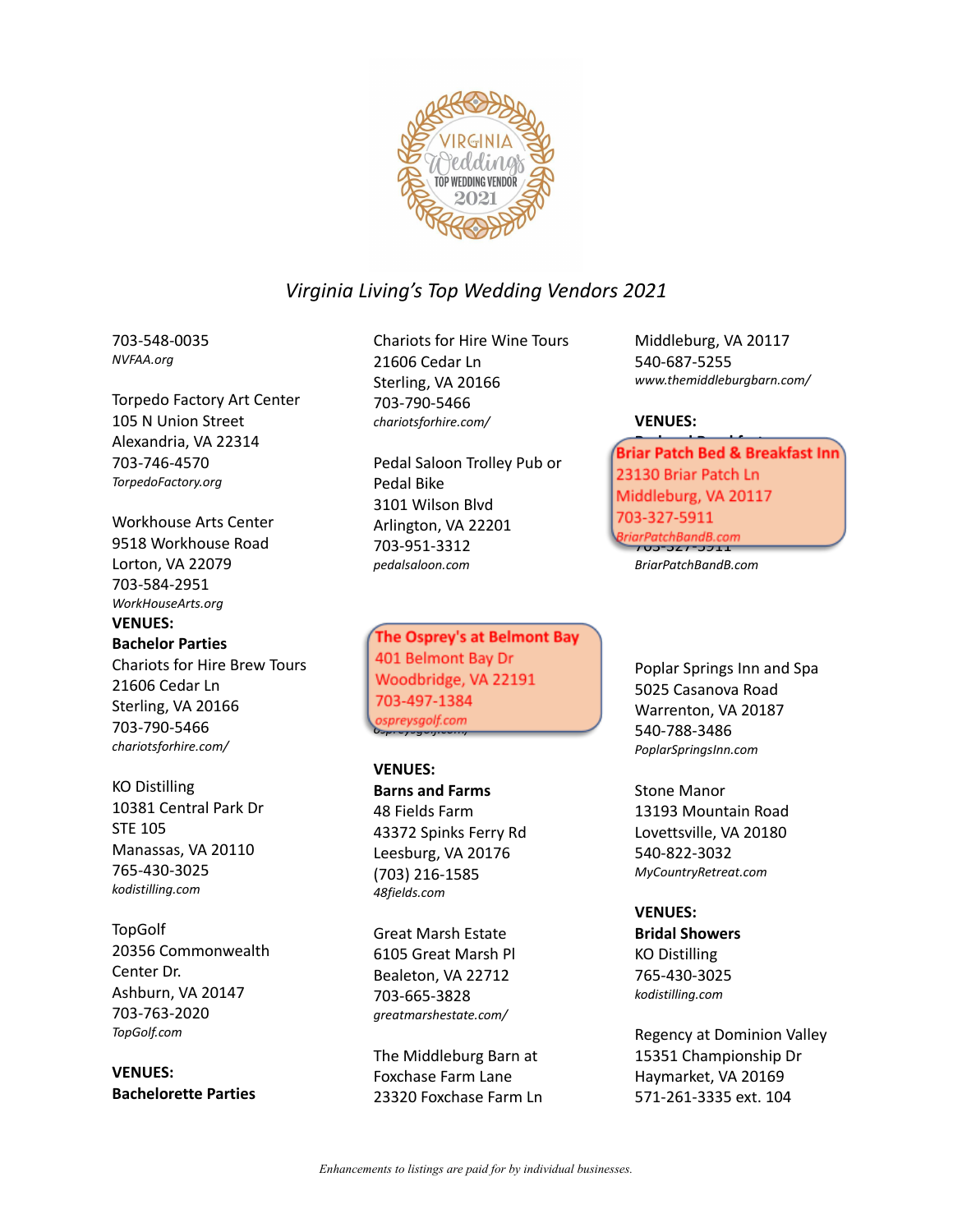# Virginia Living's Top Wedding Vendors 2021

703-548-0035
*NVFAA.org*

Torpedo Factory Art Center
105 N Union Street
Alexandria, VA 22314
703-746-4570
*TorpedoFactory.org*

Workhouse Arts Center
9518 Workhouse Road
Lorton, VA 22079
703-584-2951
*WorkHouseArts.org*

**VENUES:**
**Bachelor Parties**

Chariots for Hire Brew Tours
21606 Cedar Ln
Sterling, VA 20166
703-790-5466
*chariotsforhire.com/*

KO Distilling
10381 Central Park Dr
STE 105
Manassas, VA 20110
765-430-3025
*kodistilling.com*

TopGolf
20356 Commonwealth Center Dr.
Ashburn, VA 20147
703-763-2020
*TopGolf.com*

**VENUES:**
**Bachelorette Parties**

Chariots for Hire Wine Tours
21606 Cedar Ln
Sterling, VA 20166
703-790-5466
*chariotsforhire.com/*

Pedal Saloon Trolley Pub or Pedal Bike
3101 Wilson Blvd
Arlington, VA 22201
703-951-3312
*pedalsaloon.com*

The Osprey's at Belmont Bay
401 Belmont Bay Dr
Woodbridge, VA 22191
703-497-1384
*ospreysgolf.com*

**VENUES:**
**Barns and Farms**

48 Fields Farm
43372 Spinks Ferry Rd
Leesburg, VA 20176
(703) 216-1585
*48fields.com*

Great Marsh Estate
6105 Great Marsh Pl
Bealeton, VA 22712
703-665-3828
*greatmarshestate.com/*

The Middleburg Barn at Foxchase Farm Lane
23320 Foxchase Farm Ln
Middleburg, VA 20117
540-687-5255
*www.themiddleburgbarn.com/*

**VENUES:**
**Bed and Breakfast**

Briar Patch Bed & Breakfast Inn
23130 Briar Patch Ln
Middleburg, VA 20117
703-327-5911
*BriarPatchBandB.com*

Poplar Springs Inn and Spa
5025 Casanova Road
Warrenton, VA 20187
540-788-3486
*PoplarSpringsInn.com*

Stone Manor
13193 Mountain Road
Lovettsville, VA 20180
540-822-3032
*MyCountryRetreat.com*

**VENUES:**
**Bridal Showers**

KO Distilling
765-430-3025
*kodistilling.com*

Regency at Dominion Valley
15351 Championship Dr
Haymarket, VA 20169
571-261-3335 ext. 104

*Enhancements to listings are paid for by individual businesses.*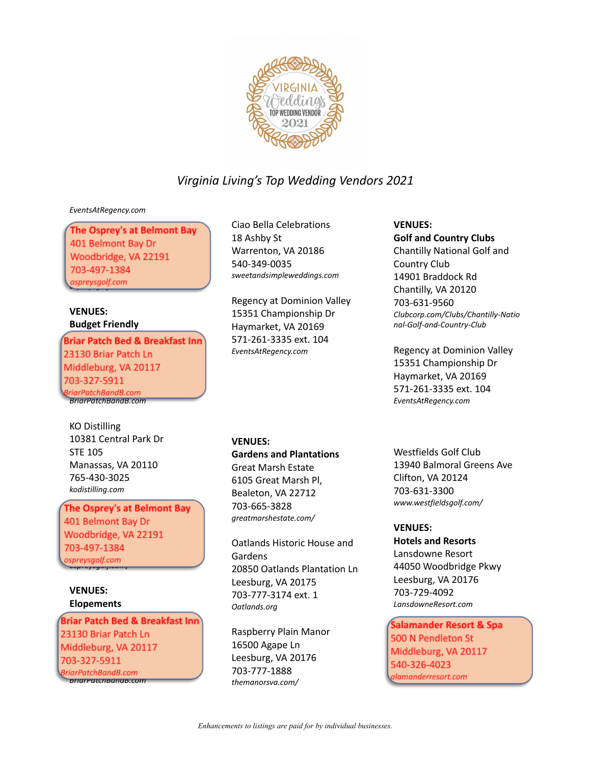VIRGINIA Weddings TOP WEDDING VENDOR 2021

*Virginia Living's Top Wedding Vendors 2021*

*EventsAtRegency.com*

**The Osprey's at Belmont Bay**
401 Belmont Bay Dr
Woodbridge, VA 22191
703-497-1384
*ospreysgolf.com*

**VENUES:**
**Budget Friendly**

**Briar Patch Bed & Breakfast Inn**
23130 Briar Patch Ln
Middleburg, VA 20117
703-327-5911
*BriarPatchBandB.com*

KO Distilling
10381 Central Park Dr
STE 105
Manassas, VA 20110
765-430-3025
*kodistilling.com*

**The Osprey's at Belmont Bay**
401 Belmont Bay Dr
Woodbridge, VA 22191
703-497-1384
*ospreysgolf.com*

**VENUES:**
**Elopements**

**Briar Patch Bed & Breakfast Inn**
23130 Briar Patch Ln
Middleburg, VA 20117
703-327-5911
*BriarPatchBandB.com*

Ciao Bella Celebrations
18 Ashby St
Warrenton, VA 20186
540-349-0035
*sweetandsimpleweddings.com*

Regency at Dominion Valley
15351 Championship Dr
Haymarket, VA 20169
571-261-3335 ext. 104
*EventsAtRegency.com*

**VENUES:**
**Gardens and Plantations**

Great Marsh Estate
6105 Great Marsh Pl,
Bealeton, VA 22712
703-665-3828
*greatmarshestate.com/*

Oatlands Historic House and Gardens
20850 Oatlands Plantation Ln
Leesburg, VA 20175
703-777-3174 ext. 1
*Oatlands.org*

Raspberry Plain Manor
16500 Agape Ln
Leesburg, VA 20176
703-777-1888
*themanorsva.com/*

**VENUES:**
**Golf and Country Clubs**

Chantilly National Golf and Country Club
14901 Braddock Rd
Chantilly, VA 20120
703-631-9560
*Clubcorp.com/Clubs/Chantilly-National-Golf-and-Country-Club*

Regency at Dominion Valley
15351 Championship Dr
Haymarket, VA 20169
571-261-3335 ext. 104
*EventsAtRegency.com*

Westfields Golf Club
13940 Balmoral Greens Ave
Clifton, VA 20124
703-631-3300
*www.westfieldsgolf.com/*

**VENUES:**
**Hotels and Resorts**

Lansdowne Resort
44050 Woodbridge Pkwy
Leesburg, VA 20176
703-729-4092
*LansdowneResort.com*

**Salamander Resort & Spa**
500 N Pendleton St
Middleburg, VA 20117
540-326-4023
*salamanderresort.com*

*Enhancements to listings are paid for by individual businesses.*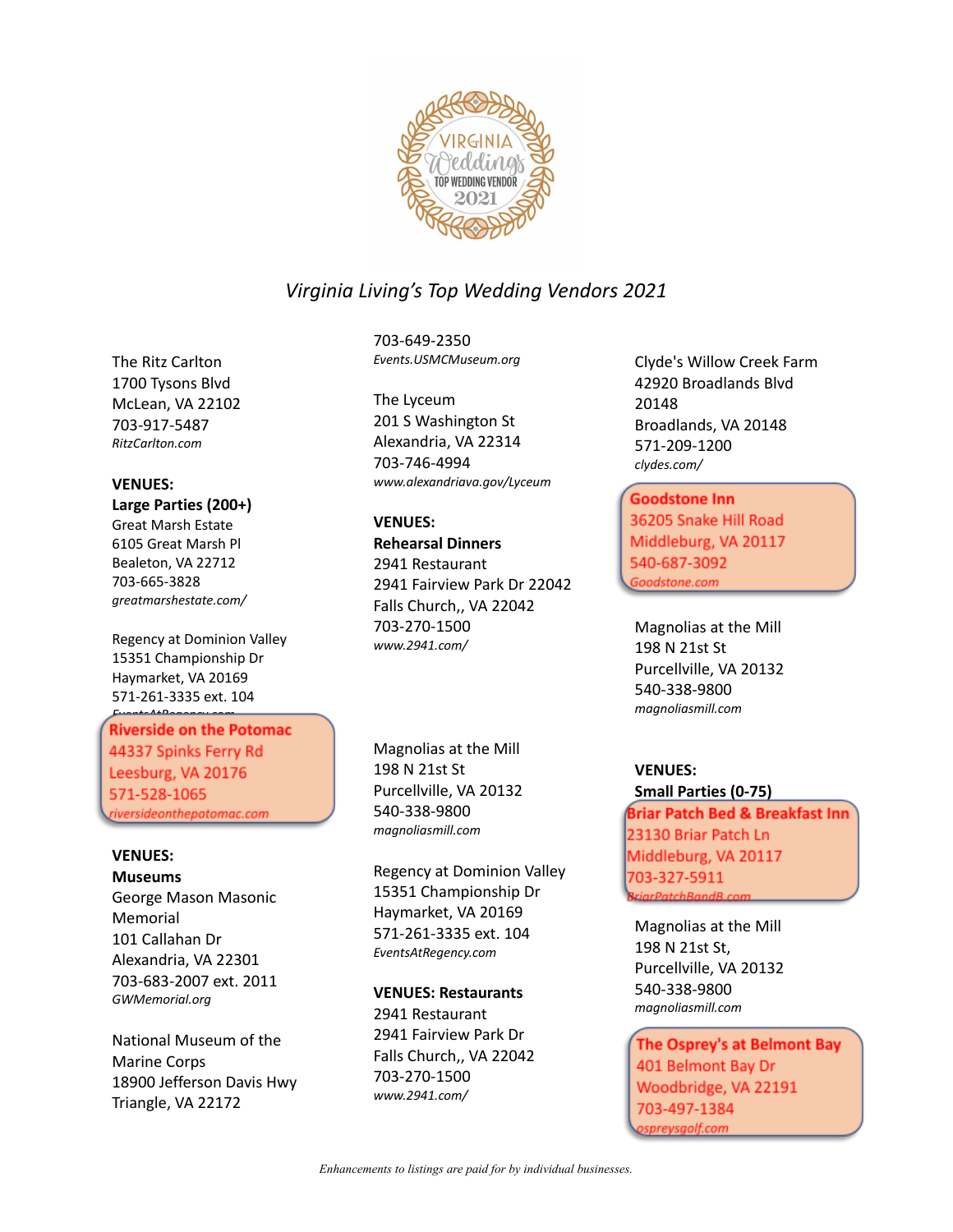*Virginia Living's Top Wedding Vendors 2021*

The Ritz Carlton
1700 Tysons Blvd
McLean, VA 22102
703-917-5487
*RitzCarlton.com*

**VENUES:**
**Large Parties (200+)**

Great Marsh Estate
6105 Great Marsh Pl
Bealeton, VA 22712
703-665-3828
*greatmarshestate.com/*

Regency at Dominion Valley
15351 Championship Dr
Haymarket, VA 20169
571-261-3335 ext. 104
*EventsAtRegency.com*

**Riverside on the Potomac**
44337 Spinks Ferry Rd
Leesburg, VA 20176
571-528-1065
*riversideonthepotomac.com*

**VENUES:**
**Museums**

George Mason Masonic Memorial
101 Callahan Dr
Alexandria, VA 22301
703-683-2007 ext. 2011
*GWMemorial.org*

National Museum of the Marine Corps
18900 Jefferson Davis Hwy
Triangle, VA 22172
703-649-2350
*Events.USMCMuseum.org*

The Lyceum
201 S Washington St
Alexandria, VA 22314
703-746-4994
*www.alexandriava.gov/Lyceum*

**VENUES:**
**Rehearsal Dinners**

2941 Restaurant
2941 Fairview Park Dr 22042
Falls Church,, VA 22042
703-270-1500
*www.2941.com/*

Magnolias at the Mill
198 N 21st St
Purcellville, VA 20132
540-338-9800
*magnoliasmill.com*

Regency at Dominion Valley
15351 Championship Dr
Haymarket, VA 20169
571-261-3335 ext. 104
*EventsAtRegency.com*

**VENUES: Restaurants**

2941 Restaurant
2941 Fairview Park Dr
Falls Church,, VA 22042
703-270-1500
*www.2941.com/*

Clyde's Willow Creek Farm
42920 Broadlands Blvd
20148
Broadlands, VA 20148
571-209-1200
*clydes.com/*

**Goodstone Inn**
36205 Snake Hill Road
Middleburg, VA 20117
540-687-3092
*Goodstone.com*

Magnolias at the Mill
198 N 21st St
Purcellville, VA 20132
540-338-9800
*magnoliasmill.com*

**VENUES:**
**Small Parties (0-75)**

**Briar Patch Bed & Breakfast Inn**
23130 Briar Patch Ln
Middleburg, VA 20117
703-327-5911
*BriarPatchBandB.com*

Magnolias at the Mill
198 N 21st St,
Purcellville, VA 20132
540-338-9800
*magnoliasmill.com*

**The Osprey's at Belmont Bay**
401 Belmont Bay Dr
Woodbridge, VA 22191
703-497-1384
*ospreysgolf.com*

*Enhancements to listings are paid for by individual businesses.*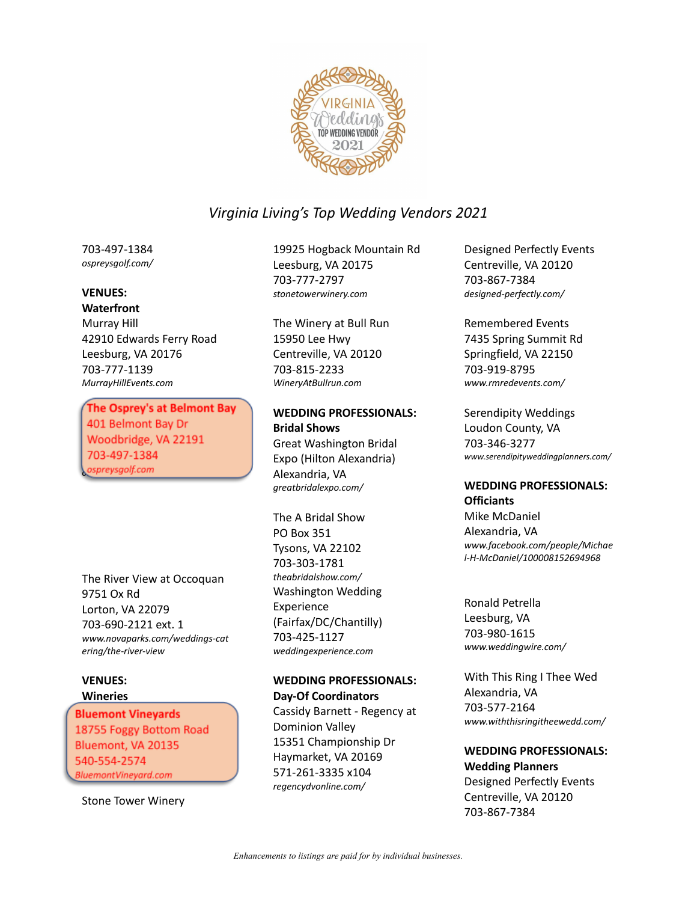VIRGINIA Weddings TOP WEDDING VENDOR 2021

*Virginia Living's Top Wedding Vendors 2021*

703-497-1384
*ospreysgolf.com/*

**VENUES:**
**Waterfront**

Murray Hill
42910 Edwards Ferry Road
Leesburg, VA 20176
703-777-1139
*MurrayHillEvents.com*

**The Osprey's at Belmont Bay**
401 Belmont Bay Dr
Woodbridge, VA 22191
703-497-1384
*ospreysgolf.com*

The River View at Occoquan
9751 Ox Rd
Lorton, VA 22079
703-690-2121 ext. 1
*www.novaparks.com/weddings-catering/the-river-view*

**VENUES:**
**Wineries**

**Bluemont Vineyards**
18755 Foggy Bottom Road
Bluemont, VA 20135
540-554-2574
*BluemontVineyard.com*

Stone Tower Winery
19925 Hogback Mountain Rd
Leesburg, VA 20175
703-777-2797
*stonetowerwinery.com*

The Winery at Bull Run
15950 Lee Hwy
Centreville, VA 20120
703-815-2233
*WineryAtBullrun.com*

**WEDDING PROFESSIONALS:**
**Bridal Shows**

Great Washington Bridal Expo (Hilton Alexandria)
Alexandria, VA
*greatbridalexpo.com/*

The A Bridal Show
PO Box 351
Tysons, VA 22102
703-303-1781
*theabridalshow.com/*

Washington Wedding Experience
(Fairfax/DC/Chantilly)
703-425-1127
*weddingexperience.com*

**WEDDING PROFESSIONALS:**
**Day-Of Coordinators**

Cassidy Barnett - Regency at Dominion Valley
15351 Championship Dr
Haymarket, VA 20169
571-261-3335 x104
*regencydvonline.com/*

Designed Perfectly Events
Centreville, VA 20120
703-867-7384
*designed-perfectly.com/*

Remembered Events
7435 Spring Summit Rd
Springfield, VA 22150
703-919-8795
*www.rmredevents.com/*

Serendipity Weddings
Loudon County, VA
703-346-3277
*www.serendipityweddingplanners.com/*

**WEDDING PROFESSIONALS:**
**Officiants**

Mike McDaniel
Alexandria, VA
*www.facebook.com/people/Michael-H-McDaniel/100008152694968*

Ronald Petrella
Leesburg, VA
703-980-1615
*www.weddingwire.com/*

With This Ring I Thee Wed
Alexandria, VA
703-577-2164
*www.withthisringitheewedd.com/*

**WEDDING PROFESSIONALS:**
**Wedding Planners**

Designed Perfectly Events
Centreville, VA 20120
703-867-7384

*Enhancements to listings are paid for by individual businesses.*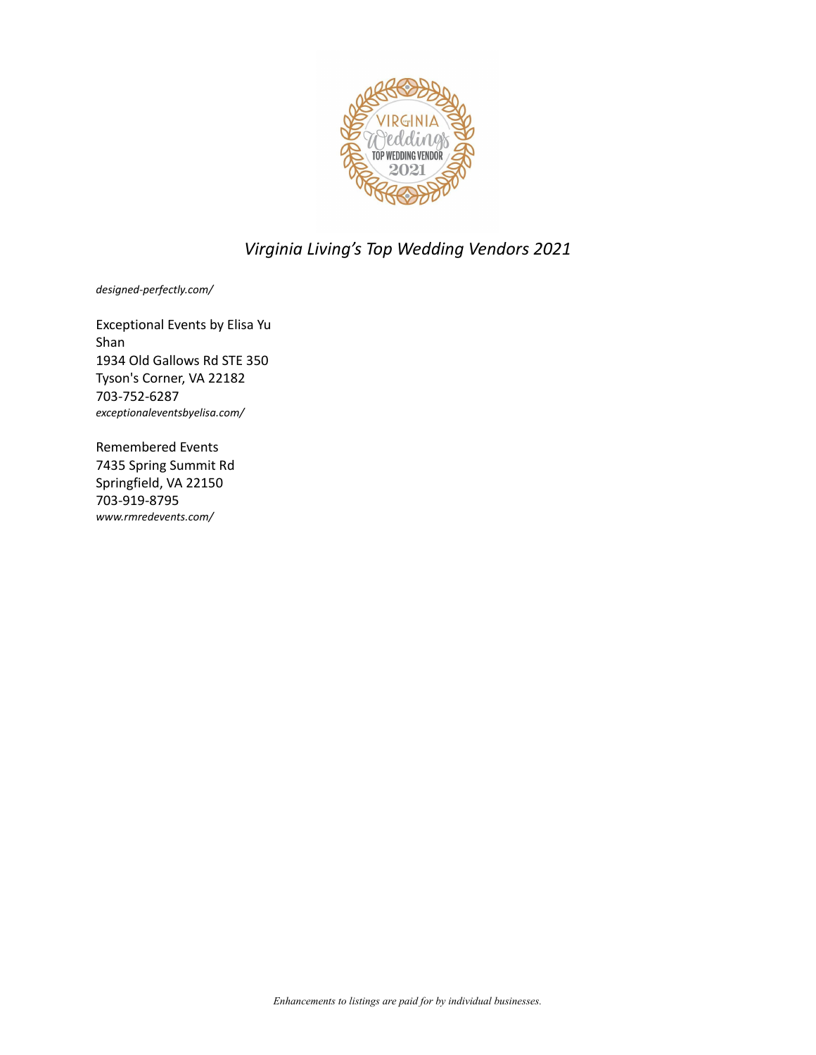*Virginia Living's Top Wedding Vendors 2021*

*designed-perfectly.com/*

Exceptional Events by Elisa Yu Shan
1934 Old Gallows Rd STE 350
Tyson's Corner, VA 22182
703-752-6287
*exceptionaleventsbyelisa.com/*

Remembered Events
7435 Spring Summit Rd
Springfield, VA 22150
703-919-8795
*www.rmredevents.com/*

*Enhancements to listings are paid for by individual businesses.*